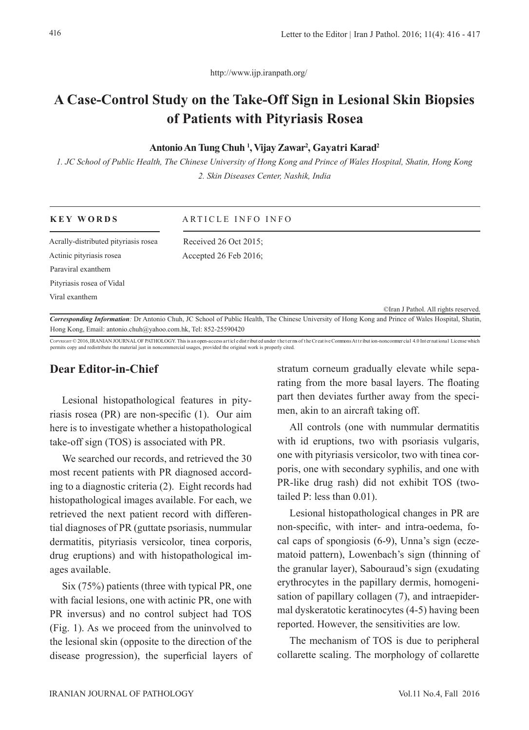http://www.ijp.iranpath.org/

# A Case-Control Study on the Take-Off Sign in Lesional Skin Biopsies of Patients with Pityriasis Rosea

**Antonio An Tung Chuh [1], Vijay Zawar[2], Gayatri Karad[2]**

*1. JC School of Public Health, The Chinese University of Hong Kong and Prince of Wales Hospital, Shatin, Hong Kong*
*2. Skin Diseases Center, Nashik, India*

**KEY WORDS**

Acrally-distributed pityriasis rosea
Actinic pityriasis rosea
Paraviral exanthem
Pityriasis rosea of Vidal
Viral exanthem

**ARTICLE INFO INFO**

Received 26 Oct 2015;
Accepted 26 Feb 2016;

©Iran J Pathol. All rights reserved.

***Corresponding Information**:* Dr Antonio Chuh, JC School of Public Health, The Chinese University of Hong Kong and Prince of Wales Hospital, Shatin, Hong Kong, Email: antonio.chuh@yahoo.com.hk, Tel: 852-25590420

COPYRIGHT © 2016, IRANIAN JOURNAL OF PATHOLOGY. This is an open-access article distributed under the terms of the Creative Commons Attribution-noncommercial 4.0 International License which permits copy and redistribute the material just in noncommercial usages, provided the original work is properly cited.

## Dear Editor-in-Chief

Lesional histopathological features in pityriasis rosea (PR) are non-specific (1). Our aim here is to investigate whether a histopathological take-off sign (TOS) is associated with PR.

We searched our records, and retrieved the 30 most recent patients with PR diagnosed according to a diagnostic criteria (2). Eight records had histopathological images available. For each, we retrieved the next patient record with differential diagnoses of PR (guttate psoriasis, nummular dermatitis, pityriasis versicolor, tinea corporis, drug eruptions) and with histopathological images available.

Six (75%) patients (three with typical PR, one with facial lesions, one with actinic PR, one with PR inversus) and no control subject had TOS (Fig. 1). As we proceed from the uninvolved to the lesional skin (opposite to the direction of the disease progression), the superficial layers of stratum corneum gradually elevate while separating from the more basal layers. The floating part then deviates further away from the specimen, akin to an aircraft taking off.

All controls (one with nummular dermatitis with id eruptions, two with psoriasis vulgaris, one with pityriasis versicolor, two with tinea corporis, one with secondary syphilis, and one with PR-like drug rash) did not exhibit TOS (two-tailed P: less than 0.01).

Lesional histopathological changes in PR are non-specific, with inter- and intra-oedema, focal caps of spongiosis (6-9), Unna's sign (eczematoid pattern), Lowenbach's sign (thinning of the granular layer), Sabouraud's sign (exudating erythrocytes in the papillary dermis, homogenisation of papillary collagen (7), and intraepidermal dyskeratotic keratinocytes (4-5) having been reported. However, the sensitivities are low.

The mechanism of TOS is due to peripheral collarette scaling. The morphology of collarette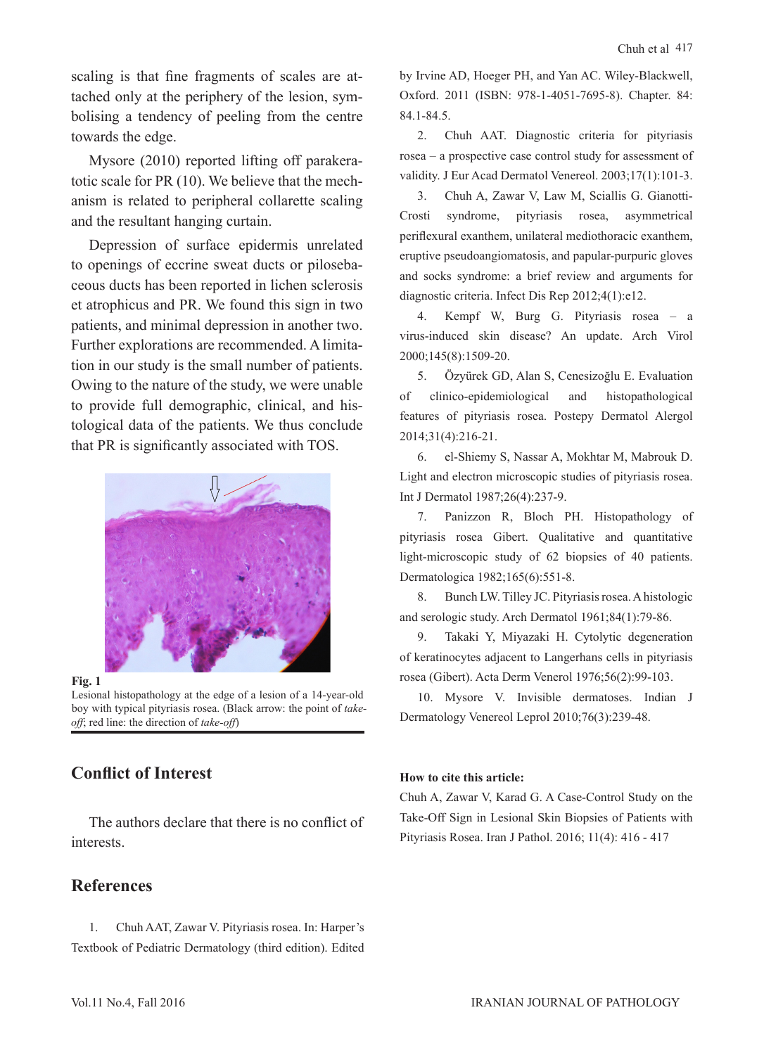scaling is that fine fragments of scales are attached only at the periphery of the lesion, symbolising a tendency of peeling from the centre towards the edge.

Mysore (2010) reported lifting off parakeratotic scale for PR (10). We believe that the mechanism is related to peripheral collarette scaling and the resultant hanging curtain.

Depression of surface epidermis unrelated to openings of eccrine sweat ducts or pilosebaceous ducts has been reported in lichen sclerosis et atrophicus and PR. We found this sign in two patients, and minimal depression in another two. Further explorations are recommended. A limitation in our study is the small number of patients. Owing to the nature of the study, we were unable to provide full demographic, clinical, and histological data of the patients. We thus conclude that PR is significantly associated with TOS.

**Fig. 1**
Lesional histopathology at the edge of a lesion of a 14-year-old boy with typical pityriasis rosea. (Black arrow: the point of *take-off*; red line: the direction of *take-off*)

## Conflict of Interest

The authors declare that there is no conflict of interests.

## References

1. Chuh AAT, Zawar V. Pityriasis rosea. In: Harper's Textbook of Pediatric Dermatology (third edition). Edited by Irvine AD, Hoeger PH, and Yan AC. Wiley-Blackwell, Oxford. 2011 (ISBN: 978-1-4051-7695-8). Chapter. 84: 84.1-84.5.
2. Chuh AAT. Diagnostic criteria for pityriasis rosea – a prospective case control study for assessment of validity. J Eur Acad Dermatol Venereol. 2003;17(1):101-3.
3. Chuh A, Zawar V, Law M, Sciallis G. Gianotti-Crosti syndrome, pityriasis rosea, asymmetrical periflexural exanthem, unilateral mediothoracic exanthem, eruptive pseudoangiomatosis, and papular-purpuric gloves and socks syndrome: a brief review and arguments for diagnostic criteria. Infect Dis Rep 2012;4(1):e12.
4. Kempf W, Burg G. Pityriasis rosea – a virus-induced skin disease? An update. Arch Virol 2000;145(8):1509-20.
5. Özyürek GD, Alan S, Cenesizoğlu E. Evaluation of clinico-epidemiological and histopathological features of pityriasis rosea. Postepy Dermatol Alergol 2014;31(4):216-21.
6. el-Shiemy S, Nassar A, Mokhtar M, Mabrouk D. Light and electron microscopic studies of pityriasis rosea. Int J Dermatol 1987;26(4):237-9.
7. Panizzon R, Bloch PH. Histopathology of pityriasis rosea Gibert. Qualitative and quantitative light-microscopic study of 62 biopsies of 40 patients. Dermatologica 1982;165(6):551-8.
8. Bunch LW. Tilley JC. Pityriasis rosea. A histologic and serologic study. Arch Dermatol 1961;84(1):79-86.
9. Takaki Y, Miyazaki H. Cytolytic degeneration of keratinocytes adjacent to Langerhans cells in pityriasis rosea (Gibert). Acta Derm Venerol 1976;56(2):99-103.
10. Mysore V. Invisible dermatoses. Indian J Dermatology Venereol Leprol 2010;76(3):239-48.

**How to cite this article:**
Chuh A, Zawar V, Karad G. A Case-Control Study on the Take-Off Sign in Lesional Skin Biopsies of Patients with Pityriasis Rosea. Iran J Pathol. 2016; 11(4): 416 - 417